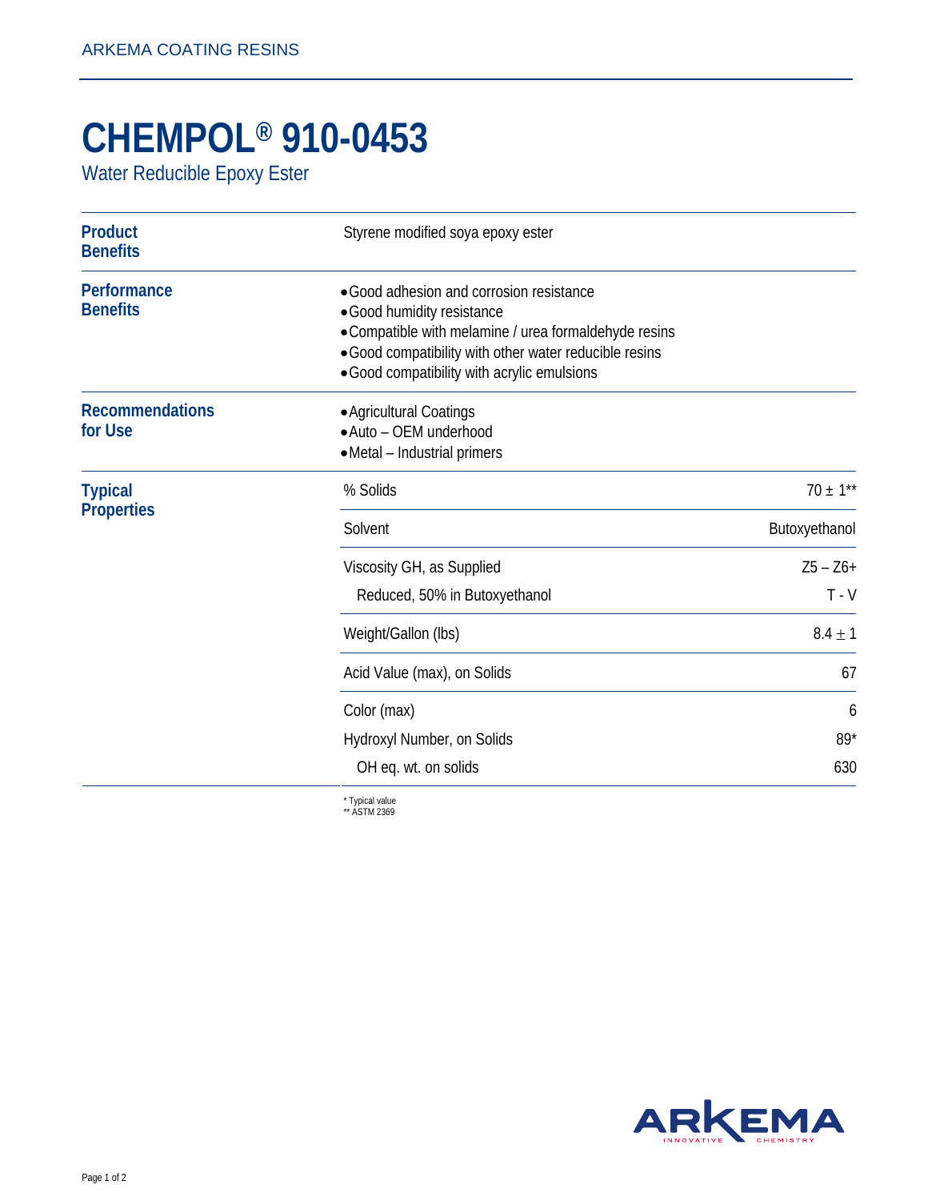ARKEMA COATING RESINS

# CHEMPOL® 910-0453

Water Reducible Epoxy Ester

## Product Benefits

Styrene modified soya epoxy ester

## Performance Benefits

- Good adhesion and corrosion resistance
- Good humidity resistance
- Compatible with melamine / urea formaldehyde resins
- Good compatibility with other water reducible resins
- Good compatibility with acrylic emulsions

## Recommendations for Use

- Agricultural Coatings
- Auto – OEM underhood
- Metal – Industrial primers

## Typical Properties

| Property | Value |
| --- | --- |
| % Solids | 70 ± 1** |
| Solvent | Butoxyethanol |
| Viscosity GH, as Supplied | Z5 – Z6+ |
| Reduced, 50% in Butoxyethanol | T - V |
| Weight/Gallon (lbs) | 8.4 ± 1 |
| Acid Value (max), on Solids | 67 |
| Color (max) | 6 |
| Hydroxyl Number, on Solids | 89* |
| OH eq. wt. on solids | 630 |

\* Typical value
** ASTM 2369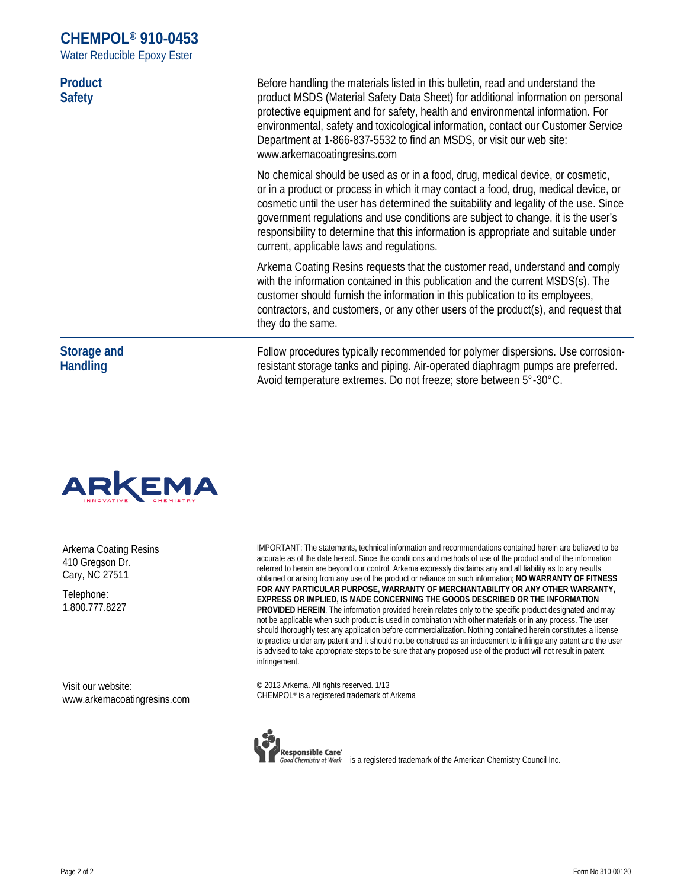# CHEMPOL® 910-0453

Water Reducible Epoxy Ester

## Product Safety

Before handling the materials listed in this bulletin, read and understand the product MSDS (Material Safety Data Sheet) for additional information on personal protective equipment and for safety, health and environmental information. For environmental, safety and toxicological information, contact our Customer Service Department at 1-866-837-5532 to find an MSDS, or visit our web site: www.arkemacoatingresins.com

No chemical should be used as or in a food, drug, medical device, or cosmetic, or in a product or process in which it may contact a food, drug, medical device, or cosmetic until the user has determined the suitability and legality of the use. Since government regulations and use conditions are subject to change, it is the user's responsibility to determine that this information is appropriate and suitable under current, applicable laws and regulations.

Arkema Coating Resins requests that the customer read, understand and comply with the information contained in this publication and the current MSDS(s). The customer should furnish the information in this publication to its employees, contractors, and customers, or any other users of the product(s), and request that they do the same.

## Storage and Handling

Follow procedures typically recommended for polymer dispersions. Use corrosion-resistant storage tanks and piping. Air-operated diaphragm pumps are preferred. Avoid temperature extremes. Do not freeze; store between 5°-30°C.

ARKEMA
INNOVATIVE CHEMISTRY

Arkema Coating Resins
410 Gregson Dr.
Cary, NC 27511

Telephone:
1.800.777.8227

Visit our website:
www.arkemacoatingresins.com

IMPORTANT: The statements, technical information and recommendations contained herein are believed to be accurate as of the date hereof. Since the conditions and methods of use of the product and of the information referred to herein are beyond our control, Arkema expressly disclaims any and all liability as to any results obtained or arising from any use of the product or reliance on such information; **NO WARRANTY OF FITNESS FOR ANY PARTICULAR PURPOSE, WARRANTY OF MERCHANTABILITY OR ANY OTHER WARRANTY, EXPRESS OR IMPLIED, IS MADE CONCERNING THE GOODS DESCRIBED OR THE INFORMATION PROVIDED HEREIN**. The information provided herein relates only to the specific product designated and may not be applicable when such product is used in combination with other materials or in any process. The user should thoroughly test any application before commercialization. Nothing contained herein constitutes a license to practice under any patent and it should not be construed as an inducement to infringe any patent and the user is advised to take appropriate steps to be sure that any proposed use of the product will not result in patent infringement.

© 2013 Arkema. All rights reserved. 1/13
CHEMPOL® is a registered trademark of Arkema

Responsible Care® Good Chemistry at Work is a registered trademark of the American Chemistry Council Inc.

Form No 310-00120